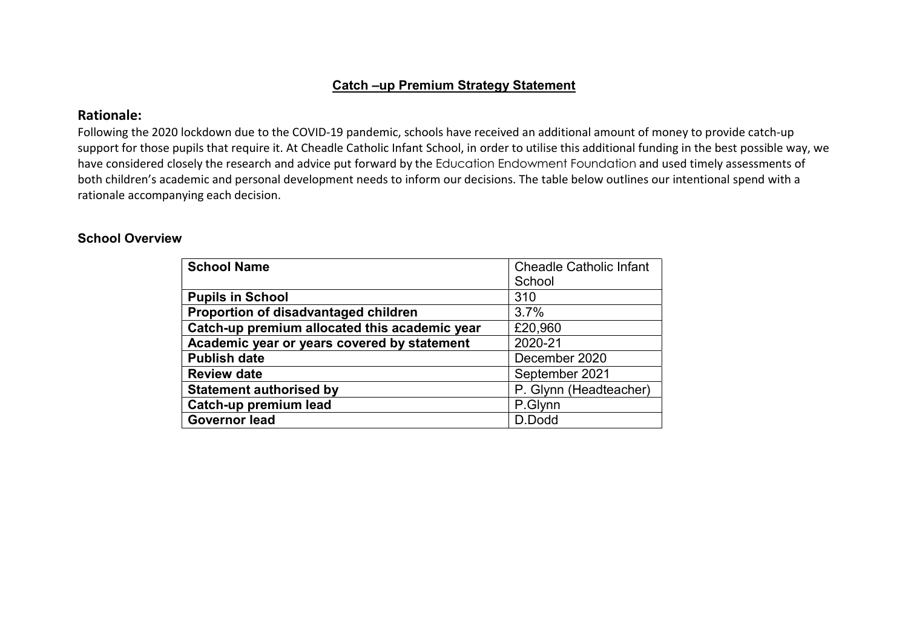# Catch –up Premium Strategy Statement

## Rationale:

Following the 2020 lockdown due to the COVID-19 pandemic, schools have received an additional amount of money to provide catch-up support for those pupils that require it. At Cheadle Catholic Infant School, in order to utilise this additional funding in the best possible way, we have considered closely the research and advice put forward by the Education Endowment Foundation and used timely assessments of both children's academic and personal development needs to inform our decisions. The table below outlines our intentional spend with a rationale accompanying each decision.

### School Overview

| **School Name** | Cheadle Catholic Infant School |
|---|---|
| **Pupils in School** | 310 |
| **Proportion of disadvantaged children** | 3.7% |
| **Catch-up premium allocated this academic year** | £20,960 |
| **Academic year or years covered by statement** | 2020-21 |
| **Publish date** | December 2020 |
| **Review date** | September 2021 |
| **Statement authorised by** | P. Glynn (Headteacher) |
| **Catch-up premium lead** | P.Glynn |
| **Governor lead** | D.Dodd |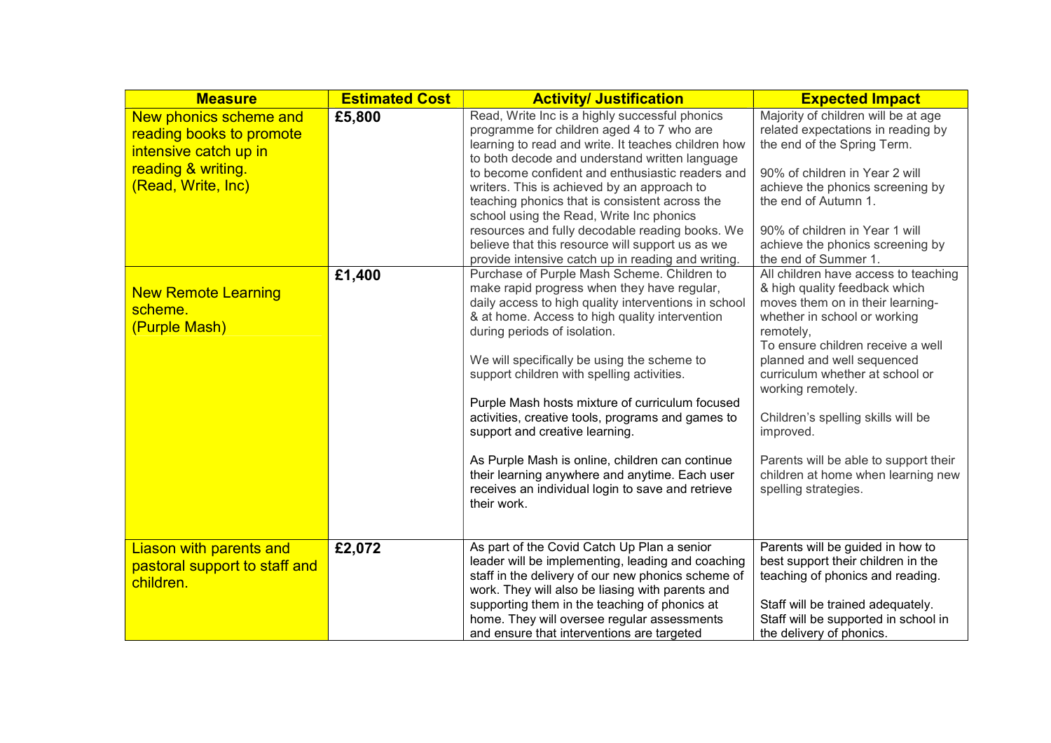| Measure | Estimated Cost | Activity/ Justification | Expected Impact |
|---|---|---|---|
| New phonics scheme and reading books to promote intensive catch up in reading & writing. (Read, Write, Inc) | £5,800 | Read, Write Inc is a highly successful phonics programme for children aged 4 to 7 who are learning to read and write. It teaches children how to both decode and understand written language to become confident and enthusiastic readers and writers. This is achieved by an approach to teaching phonics that is consistent across the school using the Read, Write Inc phonics resources and fully decodable reading books. We believe that this resource will support us as we provide intensive catch up in reading and writing. | Majority of children will be at age related expectations in reading by the end of the Spring Term.<br><br>90% of children in Year 2 will achieve the phonics screening by the end of Autumn 1.<br><br>90% of children in Year 1 will achieve the phonics screening by the end of Summer 1. |
| New Remote Learning scheme. (Purple Mash) | £1,400 | Purchase of Purple Mash Scheme. Children to make rapid progress when they have regular, daily access to high quality interventions in school & at home. Access to high quality intervention during periods of isolation.<br><br>We will specifically be using the scheme to support children with spelling activities.<br><br>Purple Mash hosts mixture of curriculum focused activities, creative tools, programs and games to support and creative learning.<br><br>As Purple Mash is online, children can continue their learning anywhere and anytime. Each user receives an individual login to save and retrieve their work. | All children have access to teaching & high quality feedback which moves them on in their learning- whether in school or working remotely,<br>To ensure children receive a well planned and well sequenced curriculum whether at school or working remotely.<br><br>Children's spelling skills will be improved.<br><br>Parents will be able to support their children at home when learning new spelling strategies. |
| Liason with parents and pastoral support to staff and children. | £2,072 | As part of the Covid Catch Up Plan a senior leader will be implementing, leading and coaching staff in the delivery of our new phonics scheme of work. They will also be liasing with parents and supporting them in the teaching of phonics at home. They will oversee regular assessments and ensure that interventions are targeted | Parents will be guided in how to best support their children in the teaching of phonics and reading.<br><br>Staff will be trained adequately.<br>Staff will be supported in school in the delivery of phonics. |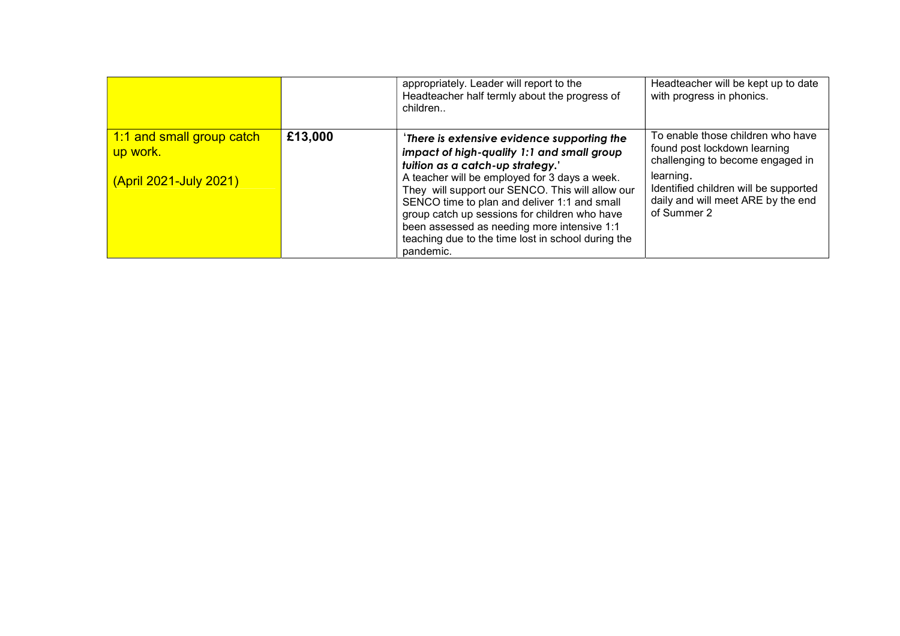| | | | |
|---|---|---|---|
| | | appropriately. Leader will report to the Headteacher half termly about the progress of children.. | Headteacher will be kept up to date with progress in phonics. |
| 1:1 and small group catch up work.<br><br>(April 2021-July 2021) | **£13,000** | '***There is extensive evidence supporting the impact of high-quality 1:1 and small group tuition as a catch-up strategy.***'<br>A teacher will be employed for 3 days a week. They will support our SENCO. This will allow our SENCO time to plan and deliver 1:1 and small group catch up sessions for children who have been assessed as needing more intensive 1:1 teaching due to the time lost in school during the pandemic. | To enable those children who have found post lockdown learning challenging to become engaged in learning.<br>Identified children will be supported daily and will meet ARE by the end of Summer 2 |